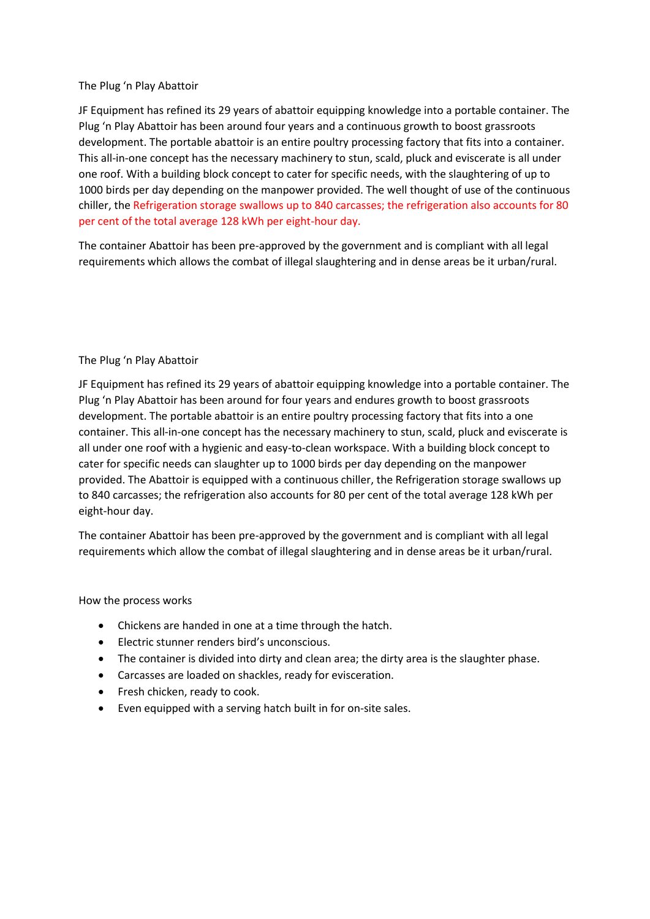The Plug 'n Play Abattoir

JF Equipment has refined its 29 years of abattoir equipping knowledge into a portable container. The Plug 'n Play Abattoir has been around four years and a continuous growth to boost grassroots development. The portable abattoir is an entire poultry processing factory that fits into a container. This all-in-one concept has the necessary machinery to stun, scald, pluck and eviscerate is all under one roof. With a building block concept to cater for specific needs, with the slaughtering of up to 1000 birds per day depending on the manpower provided. The well thought of use of the continuous chiller, the Refrigeration storage swallows up to 840 carcasses; the refrigeration also accounts for 80 per cent of the total average 128 kWh per eight-hour day.

The container Abattoir has been pre-approved by the government and is compliant with all legal requirements which allows the combat of illegal slaughtering and in dense areas be it urban/rural.

The Plug 'n Play Abattoir

JF Equipment has refined its 29 years of abattoir equipping knowledge into a portable container. The Plug 'n Play Abattoir has been around for four years and endures growth to boost grassroots development. The portable abattoir is an entire poultry processing factory that fits into a one container. This all-in-one concept has the necessary machinery to stun, scald, pluck and eviscerate is all under one roof with a hygienic and easy-to-clean workspace. With a building block concept to cater for specific needs can slaughter up to 1000 birds per day depending on the manpower provided. The Abattoir is equipped with a continuous chiller, the Refrigeration storage swallows up to 840 carcasses; the refrigeration also accounts for 80 per cent of the total average 128 kWh per eight-hour day.

The container Abattoir has been pre-approved by the government and is compliant with all legal requirements which allow the combat of illegal slaughtering and in dense areas be it urban/rural.

How the process works

- Chickens are handed in one at a time through the hatch.
- Electric stunner renders bird's unconscious.
- The container is divided into dirty and clean area; the dirty area is the slaughter phase.
- Carcasses are loaded on shackles, ready for evisceration.
- Fresh chicken, ready to cook.
- Even equipped with a serving hatch built in for on-site sales.